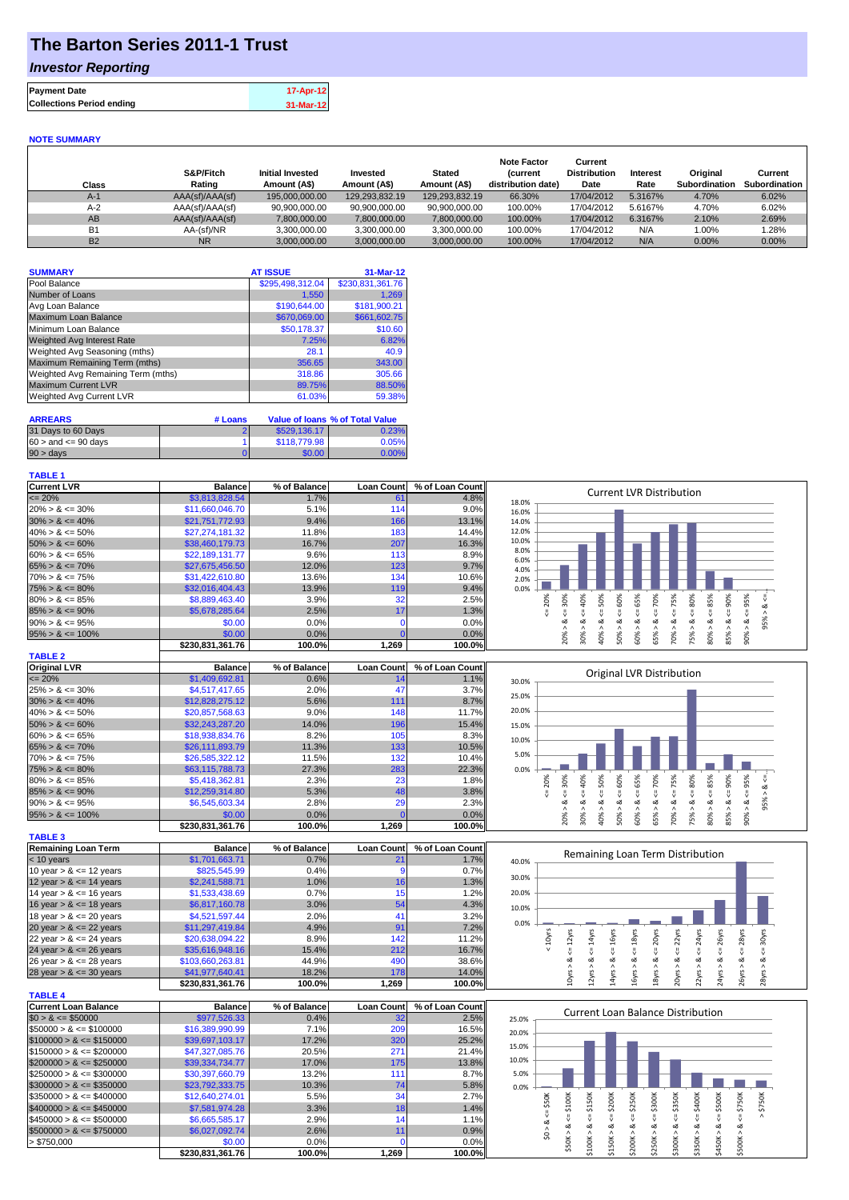# The Barton Series 2011-1 Trust

## *Investor Reporting*

| | |
|---|---|
| **Payment Date** | 17-Apr-12 |
| **Collections Period ending** | 31-Mar-12 |

**NOTE SUMMARY**

| Class | S&P/Fitch Rating | Initial Invested Amount (A$) | Invested Amount (A$) | Stated Amount (A$) | Note Factor (current distribution date) | Current Distribution Date | Interest Rate | Original Subordination | Current Subordination |
|---|---|---|---|---|---|---|---|---|---|
| A-1 | AAA(sf)/AAA(sf) | 195,000,000.00 | 129,293,832.19 | 129,293,832.19 | 66.30% | 17/04/2012 | 5.3167% | 4.70% | 6.02% |
| A-2 | AAA(sf)/AAA(sf) | 90,900,000.00 | 90,900,000.00 | 90,900,000.00 | 100.00% | 17/04/2012 | 5.6167% | 4.70% | 6.02% |
| AB | AAA(sf)/AAA(sf) | 7,800,000.00 | 7,800,000.00 | 7,800,000.00 | 100.00% | 17/04/2012 | 6.3167% | 2.10% | 2.69% |
| B1 | AA-(sf)/NR | 3,300,000.00 | 3,300,000.00 | 3,300,000.00 | 100.00% | 17/04/2012 | N/A | 1.00% | 1.28% |
| B2 | NR | 3,000,000.00 | 3,000,000.00 | 3,000,000.00 | 100.00% | 17/04/2012 | N/A | 0.00% | 0.00% |

| SUMMARY | AT ISSUE | 31-Mar-12 |
|---|---|---|
| Pool Balance | $295,498,312.04 | $230,831,361.76 |
| Number of Loans | 1,550 | 1,269 |
| Avg Loan Balance | $190,644.00 | $181,900.21 |
| Maximum Loan Balance | $670,069.00 | $661,602.75 |
| Minimum Loan Balance | $50,178.37 | $10.60 |
| Weighted Avg Interest Rate | 7.25% | 6.82% |
| Weighted Avg Seasoning (mths) | 28.1 | 40.9 |
| Maximum Remaining Term (mths) | 356.65 | 343.00 |
| Weighted Avg Remaining Term (mths) | 318.86 | 305.66 |
| Maximum Current LVR | 89.75% | 88.50% |
| Weighted Avg Current LVR | 61.03% | 59.38% |

| ARREARS | # Loans | Value of loans | % of Total Value |
|---|---|---|---|
| 31 Days to 60 Days | 2 | $529,136.17 | 0.23% |
| 60 > and <= 90 days | 1 | $118,779.98 | 0.05% |
| 90 > days | 0 | $0.00 | 0.00% |

**TABLE 1**

| Current LVR | Balance | % of Balance | Loan Count | % of Loan Count |
|---|---|---|---|---|
| <= 20% | $3,813,828.54 | 1.7% | 61 | 4.8% |
| 20% > & <= 30% | $11,660,046.70 | 5.1% | 114 | 9.0% |
| 30% > & <= 40% | $21,751,772.93 | 9.4% | 166 | 13.1% |
| 40% > & <= 50% | $27,274,181.32 | 11.8% | 183 | 14.4% |
| 50% > & <= 60% | $38,460,179.73 | 16.7% | 207 | 16.3% |
| 60% > & <= 65% | $22,189,131.77 | 9.6% | 113 | 8.9% |
| 65% > & <= 70% | $27,675,456.50 | 12.0% | 123 | 9.7% |
| 70% > & <= 75% | $31,422,610.80 | 13.6% | 134 | 10.6% |
| 75% > & <= 80% | $32,016,404.43 | 13.9% | 119 | 9.4% |
| 80% > & <= 85% | $8,889,463.40 | 3.9% | 32 | 2.5% |
| 85% > & <= 90% | $5,678,285.64 | 2.5% | 17 | 1.3% |
| 90% > & <= 95% | $0.00 | 0.0% | 0 | 0.0% |
| 95% > & <= 100% | $0.00 | 0.0% | 0 | 0.0% |
| | $230,831,361.76 | 100.0% | 1,269 | 100.0% |

**TABLE 2**

| Original LVR | Balance | % of Balance | Loan Count | % of Loan Count |
|---|---|---|---|---|
| <= 20% | $1,409,692.81 | 0.6% | 14 | 1.1% |
| 25% > & <= 30% | $4,517,417.65 | 2.0% | 47 | 3.7% |
| 30% > & <= 40% | $12,828,275.12 | 5.6% | 111 | 8.7% |
| 40% > & <= 50% | $20,857,568.63 | 9.0% | 148 | 11.7% |
| 50% > & <= 60% | $32,243,287.20 | 14.0% | 196 | 15.4% |
| 60% > & <= 65% | $18,938,834.76 | 8.2% | 105 | 8.3% |
| 65% > & <= 70% | $26,111,893.79 | 11.3% | 133 | 10.5% |
| 70% > & <= 75% | $26,585,322.12 | 11.5% | 132 | 10.4% |
| 75% > & <= 80% | $63,115,788.73 | 27.3% | 283 | 22.3% |
| 80% > & <= 85% | $5,418,362.81 | 2.3% | 23 | 1.8% |
| 85% > & <= 90% | $12,259,314.80 | 5.3% | 48 | 3.8% |
| 90% > & <= 95% | $6,545,603.34 | 2.8% | 29 | 2.3% |
| 95% > & <= 100% | $0.00 | 0.0% | 0 | 0.0% |
| | $230,831,361.76 | 100.0% | 1,269 | 100.0% |

**TABLE 3**

| Remaining Loan Term | Balance | % of Balance | Loan Count | % of Loan Count |
|---|---|---|---|---|
| < 10 years | $1,701,663.71 | 0.7% | 21 | 1.7% |
| 10 year > & <= 12 years | $825,545.99 | 0.4% | 9 | 0.7% |
| 12 year > & <= 14 years | $2,241,588.71 | 1.0% | 16 | 1.3% |
| 14 year > & <= 16 years | $1,533,438.69 | 0.7% | 15 | 1.2% |
| 16 year > & <= 18 years | $6,817,160.78 | 3.0% | 54 | 4.3% |
| 18 year > & <= 20 years | $4,521,597.44 | 2.0% | 41 | 3.2% |
| 20 year > & <= 22 years | $11,297,419.84 | 4.9% | 91 | 7.2% |
| 22 year > & <= 24 years | $20,638,094.22 | 8.9% | 142 | 11.2% |
| 24 year > & <= 26 years | $35,616,948.16 | 15.4% | 212 | 16.7% |
| 26 year > & <= 28 years | $103,660,263.81 | 44.9% | 490 | 38.6% |
| 28 year > & <= 30 years | $41,977,640.41 | 18.2% | 178 | 14.0% |
| | $230,831,361.76 | 100.0% | 1,269 | 100.0% |

**TABLE 4**

| Current Loan Balance | Balance | % of Balance | Loan Count | % of Loan Count |
|---|---|---|---|---|
| $0 > & <= $50000 | $977,526.33 | 0.4% | 32 | 2.5% |
| $50000 > & <= $100000 | $16,389,990.99 | 7.1% | 209 | 16.5% |
| $100000 > & <= $150000 | $39,697,103.17 | 17.2% | 320 | 25.2% |
| $150000 > & <= $200000 | $47,327,085.76 | 20.5% | 271 | 21.4% |
| $200000 > & <= $250000 | $39,334,734.77 | 17.0% | 175 | 13.8% |
| $250000 > & <= $300000 | $30,397,660.79 | 13.2% | 111 | 8.7% |
| $300000 > & <= $350000 | $23,792,333.75 | 10.3% | 74 | 5.8% |
| $350000 > & <= $400000 | $12,640,274.01 | 5.5% | 34 | 2.7% |
| $400000 > & <= $450000 | $7,581,974.28 | 3.3% | 18 | 1.4% |
| $450000 > & <= $500000 | $6,665,585.17 | 2.9% | 14 | 1.1% |
| $500000 > & <= $750000 | $6,027,092.74 | 2.6% | 11 | 0.9% |
| > $750,000 | $0.00 | 0.0% | 0 | 0.0% |
| | $230,831,361.76 | 100.0% | 1,269 | 100.0% |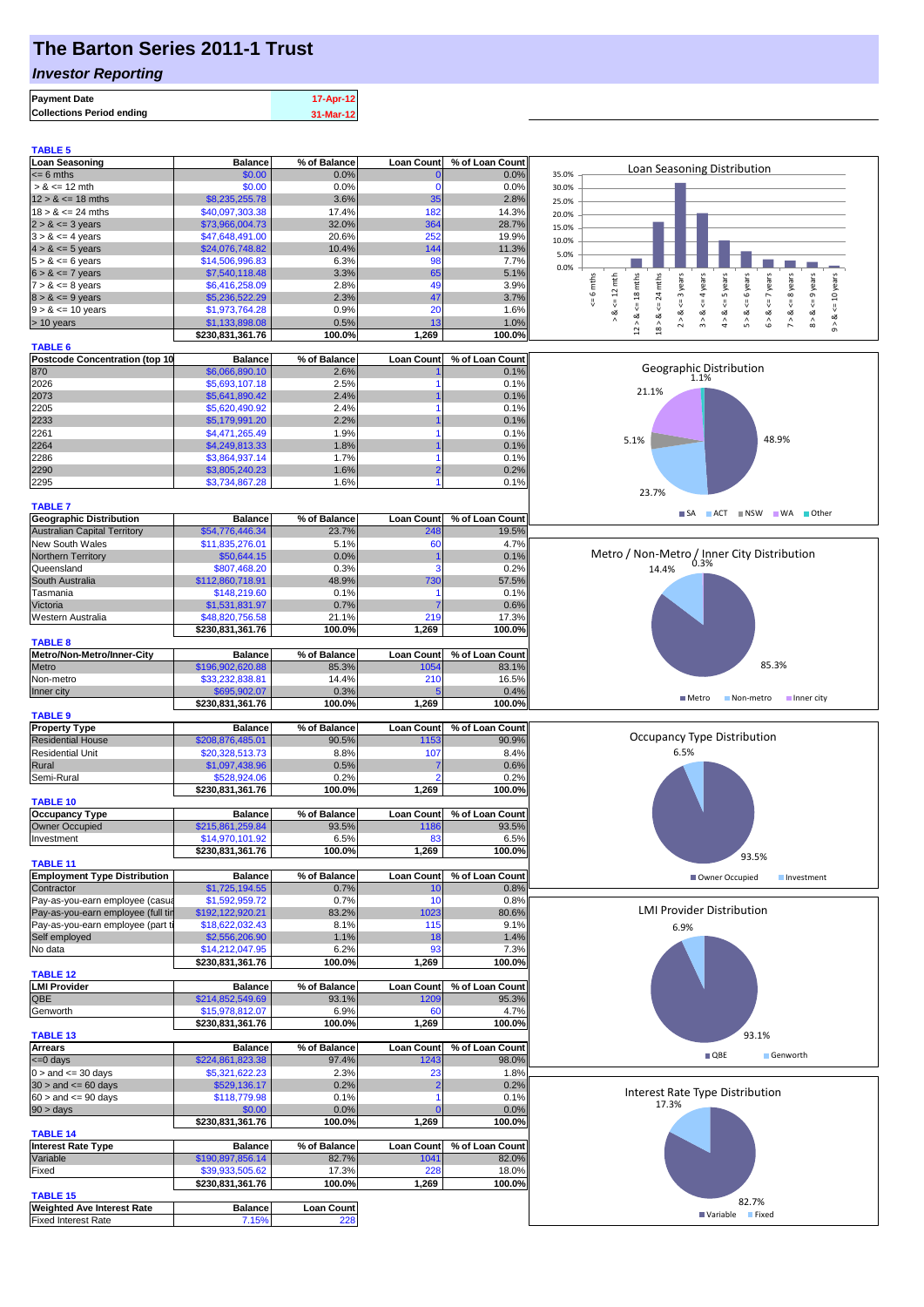# The Barton Series 2011-1 Trust

## *Investor Reporting*

| | |
|---|---|
| **Payment Date** | 17-Apr-12 |
| **Collections Period ending** | 31-Mar-12 |

**TABLE 5**

| Loan Seasoning | Balance | % of Balance | Loan Count | % of Loan Count |
|---|---|---|---|---|
| <= 6 mths | $0.00 | 0.0% | 0 | 0.0% |
| > & <= 12 mth | $0.00 | 0.0% | 0 | 0.0% |
| 12 > & <= 18 mths | $8,235,255.78 | 3.6% | 35 | 2.8% |
| 18 > & <= 24 mths | $40,097,303.38 | 17.4% | 182 | 14.3% |
| 2 > & <= 3 years | $73,966,004.73 | 32.0% | 364 | 28.7% |
| 3 > & <= 4 years | $47,648,491.00 | 20.6% | 252 | 19.9% |
| 4 > & <= 5 years | $24,076,748.82 | 10.4% | 144 | 11.3% |
| 5 > & <= 6 years | $14,506,996.83 | 6.3% | 98 | 7.7% |
| 6 > & <= 7 years | $7,540,118.48 | 3.3% | 65 | 5.1% |
| 7 > & <= 8 years | $6,416,258.09 | 2.8% | 49 | 3.9% |
| 8 > & <= 9 years | $5,236,522.29 | 2.3% | 47 | 3.7% |
| 9 > & <= 10 years | $1,973,764.28 | 0.9% | 20 | 1.6% |
| > 10 years | $1,133,898.08 | 0.5% | 13 | 1.0% |
| | $230,831,361.76 | 100.0% | 1,269 | 100.0% |

Loan Seasoning Distribution

35.0%
30.0%
25.0%
20.0%
15.0%
10.0%
5.0%
0.0%

<= 6 mths
> & <= 12 mth
12 > & <= 18 mths
18 > & <= 24 mths
2 > & <= 3 years
3 > & <= 4 years
4 > & <= 5 years
5 > & <= 6 years
6 > & <= 7 years
7 > & <= 8 years
8 > & <= 9 years
9 > & <= 10 years

**TABLE 6**

| Postcode Concentration (top 10) | Balance | % of Balance | Loan Count | % of Loan Count |
|---|---|---|---|---|
| 870 | $6,066,890.10 | 2.6% | 1 | 0.1% |
| 2026 | $5,693,107.18 | 2.5% | 1 | 0.1% |
| 2073 | $5,641,890.42 | 2.4% | 1 | 0.1% |
| 2205 | $5,620,490.92 | 2.4% | 1 | 0.1% |
| 2233 | $5,179,991.20 | 2.2% | 1 | 0.1% |
| 2261 | $4,471,265.49 | 1.9% | 1 | 0.1% |
| 2264 | $4,249,813.33 | 1.8% | 1 | 0.1% |
| 2286 | $3,864,937.14 | 1.7% | 1 | 0.1% |
| 2290 | $3,805,240.23 | 1.6% | 2 | 0.2% |
| 2295 | $3,734,867.28 | 1.6% | 1 | 0.1% |

Geographic Distribution

1.1%
21.1%
5.1%
48.9%
23.7%

SA ACT NSW WA Other

**TABLE 7**

| Geographic Distribution | Balance | % of Balance | Loan Count | % of Loan Count |
|---|---|---|---|---|
| Australian Capital Territory | $54,776,446.34 | 23.7% | 248 | 19.5% |
| New South Wales | $11,835,276.01 | 5.1% | 60 | 4.7% |
| Northern Territory | $50,644.15 | 0.0% | 1 | 0.1% |
| Queensland | $807,468.20 | 0.3% | 3 | 0.2% |
| South Australia | $112,860,718.91 | 48.9% | 730 | 57.5% |
| Tasmania | $148,219.60 | 0.1% | 1 | 0.1% |
| Victoria | $1,531,831.97 | 0.7% | 7 | 0.6% |
| Western Australia | $48,820,756.58 | 21.1% | 219 | 17.3% |
| | $230,831,361.76 | 100.0% | 1,269 | 100.0% |

Metro / Non-Metro / Inner City Distribution

0.3%
14.4%
85.3%

Metro Non-metro Inner city

**TABLE 8**

| Metro/Non-Metro/Inner-City | Balance | % of Balance | Loan Count | % of Loan Count |
|---|---|---|---|---|
| Metro | $196,902,620.88 | 85.3% | 1054 | 83.1% |
| Non-metro | $33,232,838.81 | 14.4% | 210 | 16.5% |
| Inner city | $695,902.07 | 0.3% | 5 | 0.4% |
| | $230,831,361.76 | 100.0% | 1,269 | 100.0% |

**TABLE 9**

| Property Type | Balance | % of Balance | Loan Count | % of Loan Count |
|---|---|---|---|---|
| Residential House | $208,876,485.01 | 90.5% | 1153 | 90.9% |
| Residential Unit | $20,328,513.73 | 8.8% | 107 | 8.4% |
| Rural | $1,097,438.96 | 0.5% | 7 | 0.6% |
| Semi-Rural | $528,924.06 | 0.2% | 2 | 0.2% |
| | $230,831,361.76 | 100.0% | 1,269 | 100.0% |

Occupancy Type Distribution

6.5%
93.5%

Owner Occupied Investment

**TABLE 10**

| Occupancy Type | Balance | % of Balance | Loan Count | % of Loan Count |
|---|---|---|---|---|
| Owner Occupied | $215,861,259.84 | 93.5% | 1186 | 93.5% |
| Investment | $14,970,101.92 | 6.5% | 83 | 6.5% |
| | $230,831,361.76 | 100.0% | 1,269 | 100.0% |

**TABLE 11**

| Employment Type Distribution | Balance | % of Balance | Loan Count | % of Loan Count |
|---|---|---|---|---|
| Contractor | $1,725,194.55 | 0.7% | 10 | 0.8% |
| Pay-as-you-earn employee (casua | $1,592,959.72 | 0.7% | 10 | 0.8% |
| Pay-as-you-earn employee (full tir | $192,122,920.21 | 83.2% | 1023 | 80.6% |
| Pay-as-you-earn employee (part ti | $18,622,032.43 | 8.1% | 115 | 9.1% |
| Self employed | $2,556,206.90 | 1.1% | 18 | 1.4% |
| No data | $14,212,047.95 | 6.2% | 93 | 7.3% |
| | $230,831,361.76 | 100.0% | 1,269 | 100.0% |

LMI Provider Distribution

6.9%
93.1%

QBE Genworth

**TABLE 12**

| LMI Provider | Balance | % of Balance | Loan Count | % of Loan Count |
|---|---|---|---|---|
| QBE | $214,852,549.69 | 93.1% | 1209 | 95.3% |
| Genworth | $15,978,812.07 | 6.9% | 60 | 4.7% |
| | $230,831,361.76 | 100.0% | 1,269 | 100.0% |

**TABLE 13**

| Arrears | Balance | % of Balance | Loan Count | % of Loan Count |
|---|---|---|---|---|
| <=0 days | $224,861,823.38 | 97.4% | 1243 | 98.0% |
| 0 > and <= 30 days | $5,321,622.23 | 2.3% | 23 | 1.8% |
| 30 > and <= 60 days | $529,136.17 | 0.2% | 2 | 0.2% |
| 60 > and <= 90 days | $118,779.98 | 0.1% | 1 | 0.1% |
| 90 > days | $0.00 | 0.0% | 0 | 0.0% |
| | $230,831,361.76 | 100.0% | 1,269 | 100.0% |

Interest Rate Type Distribution

17.3%
82.7%

Variable Fixed

**TABLE 14**

| Interest Rate Type | Balance | % of Balance | Loan Count | % of Loan Count |
|---|---|---|---|---|
| Variable | $190,897,856.14 | 82.7% | 1041 | 82.0% |
| Fixed | $39,933,505.62 | 17.3% | 228 | 18.0% |
| | $230,831,361.76 | 100.0% | 1,269 | 100.0% |

**TABLE 15**

| Weighted Ave Interest Rate | Balance | Loan Count |
|---|---|---|
| Fixed Interest Rate | 7.15% | 228 |